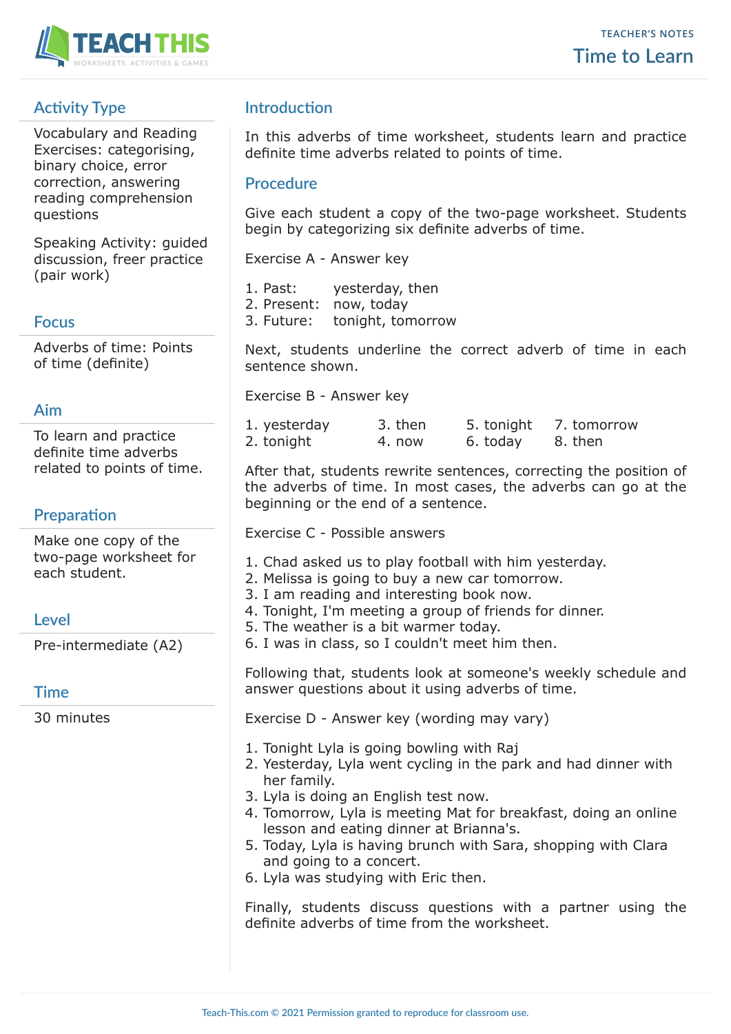TEACHER'S NOTES

# Time to Learn

## Activity Type

Vocabulary and Reading Exercises: categorising, binary choice, error correction, answering reading comprehension questions

Speaking Activity: guided discussion, freer practice (pair work)

## Focus

Adverbs of time: Points of time (definite)

## Aim

To learn and practice definite time adverbs related to points of time.

## Preparation

Make one copy of the two-page worksheet for each student.

## Level

Pre-intermediate (A2)

## Time

30 minutes

## Introduction

In this adverbs of time worksheet, students learn and practice definite time adverbs related to points of time.

## Procedure

Give each student a copy of the two-page worksheet. Students begin by categorizing six definite adverbs of time.

Exercise A - Answer key

1. Past: yesterday, then
2. Present: now, today
3. Future: tonight, tomorrow

Next, students underline the correct adverb of time in each sentence shown.

Exercise B - Answer key

1. yesterday
2. tonight
3. then
4. now
5. tonight
6. today
7. tomorrow
8. then

After that, students rewrite sentences, correcting the position of the adverbs of time. In most cases, the adverbs can go at the beginning or the end of a sentence.

Exercise C - Possible answers

1. Chad asked us to play football with him yesterday.
2. Melissa is going to buy a new car tomorrow.
3. I am reading and interesting book now.
4. Tonight, I'm meeting a group of friends for dinner.
5. The weather is a bit warmer today.
6. I was in class, so I couldn't meet him then.

Following that, students look at someone's weekly schedule and answer questions about it using adverbs of time.

Exercise D - Answer key (wording may vary)

1. Tonight Lyla is going bowling with Raj
2. Yesterday, Lyla went cycling in the park and had dinner with her family.
3. Lyla is doing an English test now.
4. Tomorrow, Lyla is meeting Mat for breakfast, doing an online lesson and eating dinner at Brianna's.
5. Today, Lyla is having brunch with Sara, shopping with Clara and going to a concert.
6. Lyla was studying with Eric then.

Finally, students discuss questions with a partner using the definite adverbs of time from the worksheet.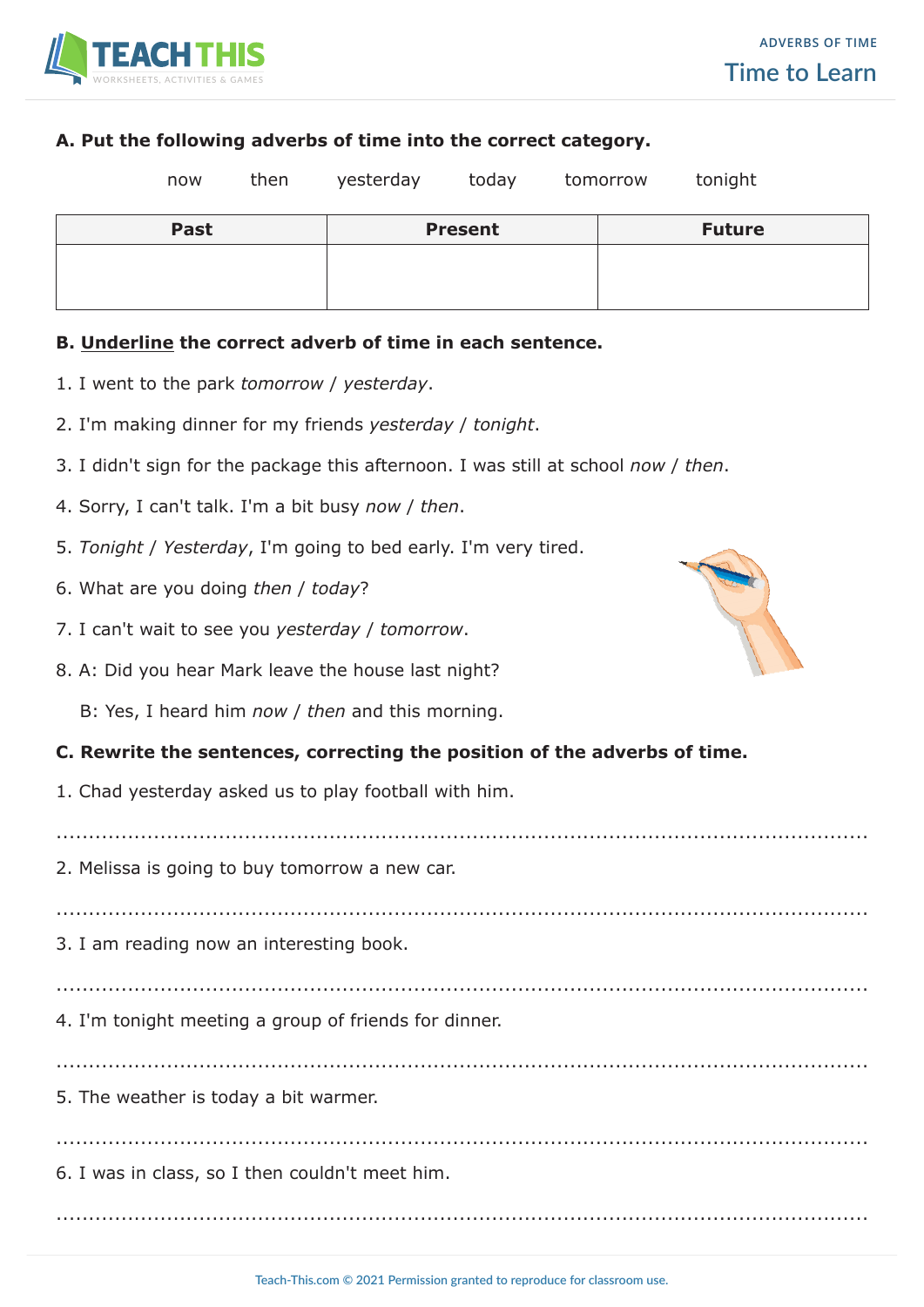**A. Put the following adverbs of time into the correct category.**

now    then    yesterday    today    tomorrow    tonight

| Past | Present | Future |
|---|---|---|
| | | |

**B. <u>Underline</u> the correct adverb of time in each sentence.**

1. I went to the park *tomorrow* / *yesterday*.
2. I'm making dinner for my friends *yesterday* / *tonight*.
3. I didn't sign for the package this afternoon. I was still at school *now* / *then*.
4. Sorry, I can't talk. I'm a bit busy *now* / *then*.
5. *Tonight* / *Yesterday*, I'm going to bed early. I'm very tired.
6. What are you doing *then* / *today*?
7. I can't wait to see you *yesterday* / *tomorrow*.
8. A: Did you hear Mark leave the house last night?

   B: Yes, I heard him *now* / *then* and this morning.

**C. Rewrite the sentences, correcting the position of the adverbs of time.**

1. Chad yesterday asked us to play football with him.

.......................................................................................................................

2. Melissa is going to buy tomorrow a new car.

.......................................................................................................................

3. I am reading now an interesting book.

.......................................................................................................................

4. I'm tonight meeting a group of friends for dinner.

.......................................................................................................................

5. The weather is today a bit warmer.

.......................................................................................................................

6. I was in class, so I then couldn't meet him.

.......................................................................................................................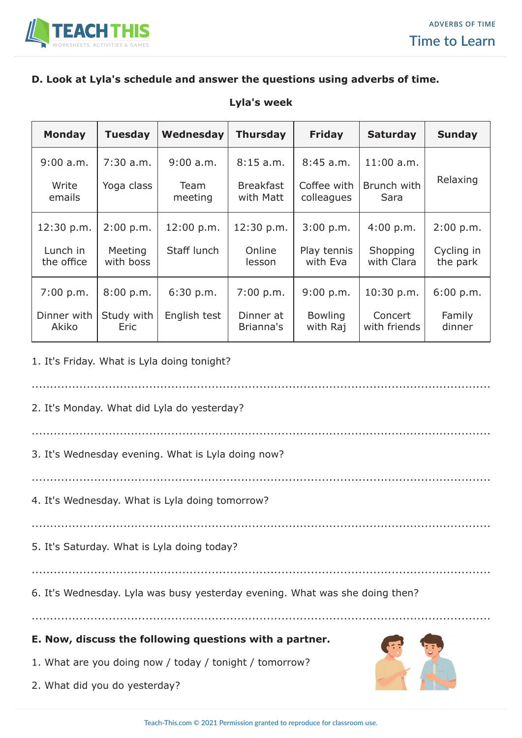**D. Look at Lyla's schedule and answer the questions using adverbs of time.**

**Lyla's week**

| Monday | Tuesday | Wednesday | Thursday | Friday | Saturday | Sunday |
|---|---|---|---|---|---|---|
| 9:00 a.m. Write emails | 7:30 a.m. Yoga class | 9:00 a.m. Team meeting | 8:15 a.m. Breakfast with Matt | 8:45 a.m. Coffee with colleagues | 11:00 a.m. Brunch with Sara | Relaxing |
| 12:30 p.m. Lunch in the office | 2:00 p.m. Meeting with boss | 12:00 p.m. Staff lunch | 12:30 p.m. Online lesson | 3:00 p.m. Play tennis with Eva | 4:00 p.m. Shopping with Clara | 2:00 p.m. Cycling in the park |
| 7:00 p.m. Dinner with Akiko | 8:00 p.m. Study with Eric | 6:30 p.m. English test | 7:00 p.m. Dinner at Brianna's | 9:00 p.m. Bowling with Raj | 10:30 p.m. Concert with friends | 6:00 p.m. Family dinner |

1. It's Friday. What is Lyla doing tonight?

.......................................................................................................................

2. It's Monday. What did Lyla do yesterday?

.......................................................................................................................

3. It's Wednesday evening. What is Lyla doing now?

.......................................................................................................................

4. It's Wednesday. What is Lyla doing tomorrow?

.......................................................................................................................

5. It's Saturday. What is Lyla doing today?

.......................................................................................................................

6. It's Wednesday. Lyla was busy yesterday evening. What was she doing then?

.......................................................................................................................

**E. Now, discuss the following questions with a partner.**

1. What are you doing now / today / tonight / tomorrow?

2. What did you do yesterday?